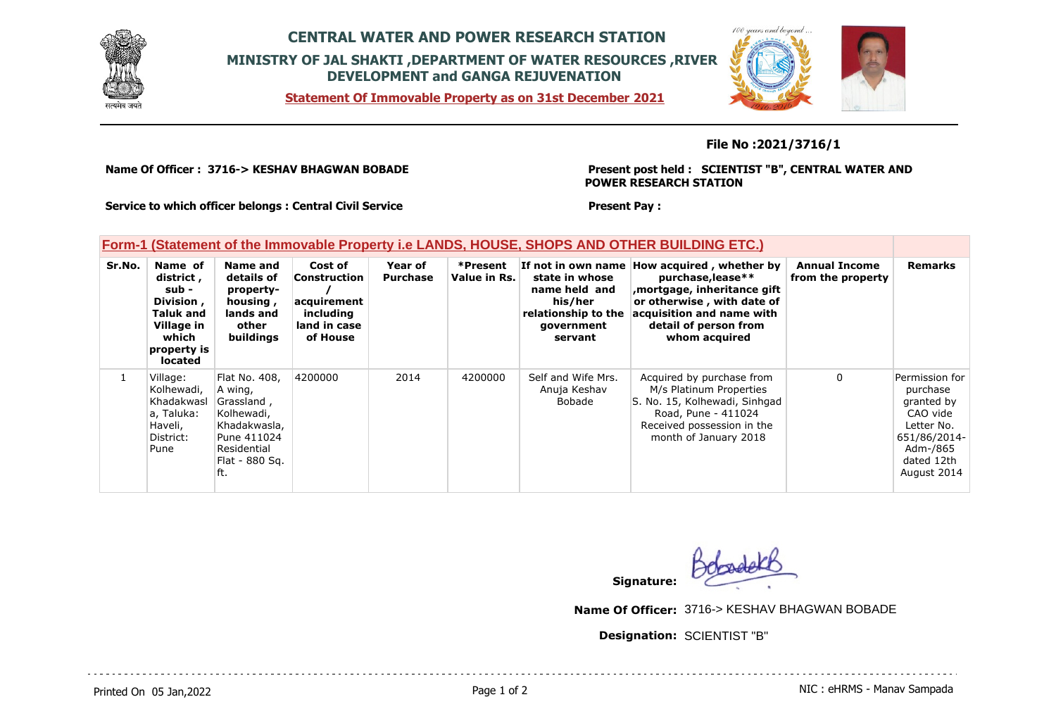# CENTRAL WATER AND POWER RESEARCH STATION

## MINISTRY OF JAL SHAKTI ,DEPARTMENT OF WATER RESOURCES ,RIVER DEVELOPMENT and GANGA REJUVENATION

**Statement Of Immovable Property as on 31st December 2021**

**File No :2021/3716/1**

**Name Of Officer : 3716-> KESHAV BHAGWAN BOBADE**

**Present post held : SCIENTIST "B", CENTRAL WATER AND POWER RESEARCH STATION**

**Service to which officer belongs : Central Civil Service**

**Present Pay :**

### Form-1 (Statement of the Immovable Property i.e LANDS, HOUSE, SHOPS AND OTHER BUILDING ETC.)

| Sr.No. | Name of district , sub - Division , Taluk and Village in which property is located | Name and details of property- housing , lands and other buildings | Cost of Construction / acquirement including land in case of House | Year of Purchase | *Present Value in Rs. | If not in own name state in whose name held and his/her relationship to the government servant | How acquired , whether by purchase,lease** ,mortgage, inheritance gift or otherwise , with date of acquisition and name with detail of person from whom acquired | Annual Income from the property | Remarks |
|---|---|---|---|---|---|---|---|---|---|
| 1 | Village: Kolhewadi, Khadakwasla, Taluka: Haveli, District: Pune | Flat No. 408, A wing, Grassland , Kolhewadi, Khadakwasla, Pune 411024 Residential Flat - 880 Sq. ft. | 4200000 | 2014 | 4200000 | Self and Wife Mrs. Anuja Keshav Bobade | Acquired by purchase from M/s Platinum Properties S. No. 15, Kolhewadi, Sinhgad Road, Pune - 411024 Received possession in the month of January 2018 | 0 | Permission for purchase granted by CAO vide Letter No. 651/86/2014-Adm-/865 dated 12th August 2014 |

**Signature:**

**Name Of Officer:** 3716-> KESHAV BHAGWAN BOBADE

**Designation:** SCIENTIST "B"

Printed On 05 Jan,2022

NIC : eHRMS - Manav Sampada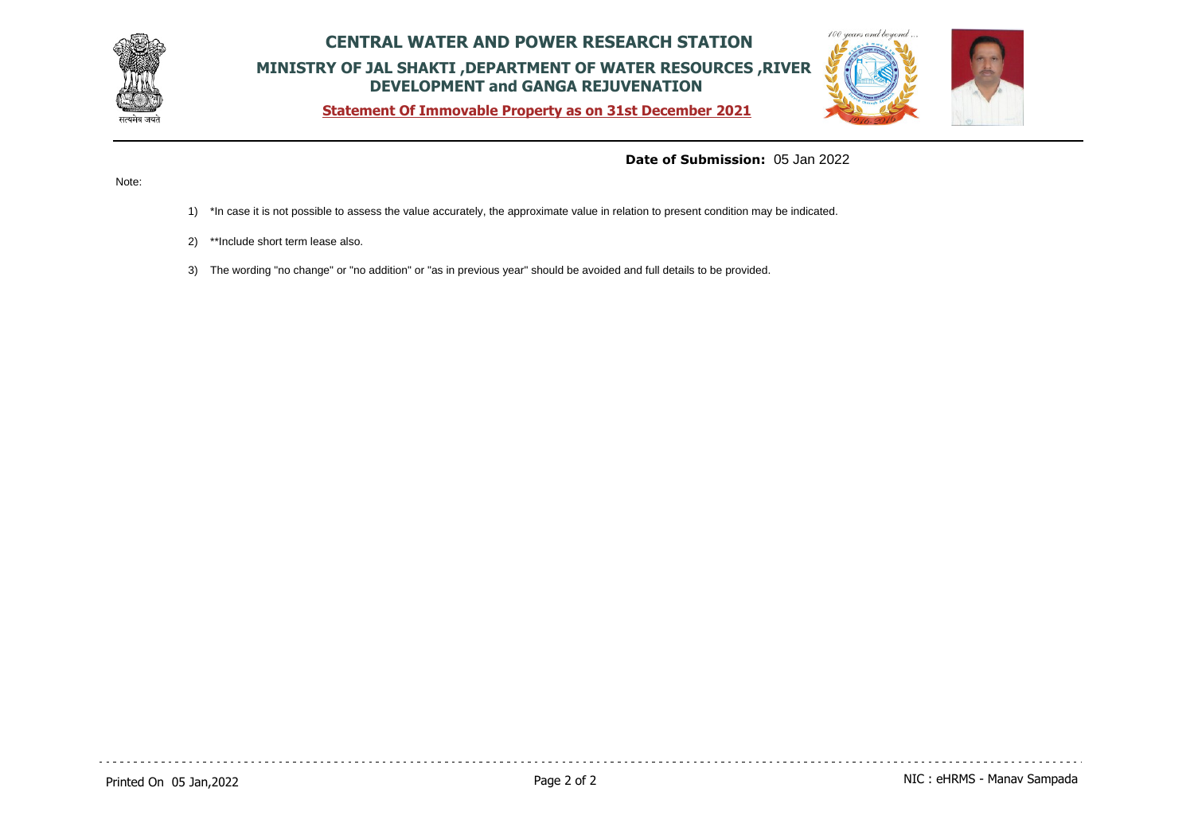# CENTRAL WATER AND POWER RESEARCH STATION

## MINISTRY OF JAL SHAKTI ,DEPARTMENT OF WATER RESOURCES ,RIVER DEVELOPMENT and GANGA REJUVENATION

**Statement Of Immovable Property as on 31st December 2021**

**Date of Submission:** 05 Jan 2022

Note:

1) *In case it is not possible to assess the value accurately, the approximate value in relation to present condition may be indicated.

2) **Include short term lease also.

3) The wording "no change" or "no addition" or "as in previous year" should be avoided and full details to be provided.